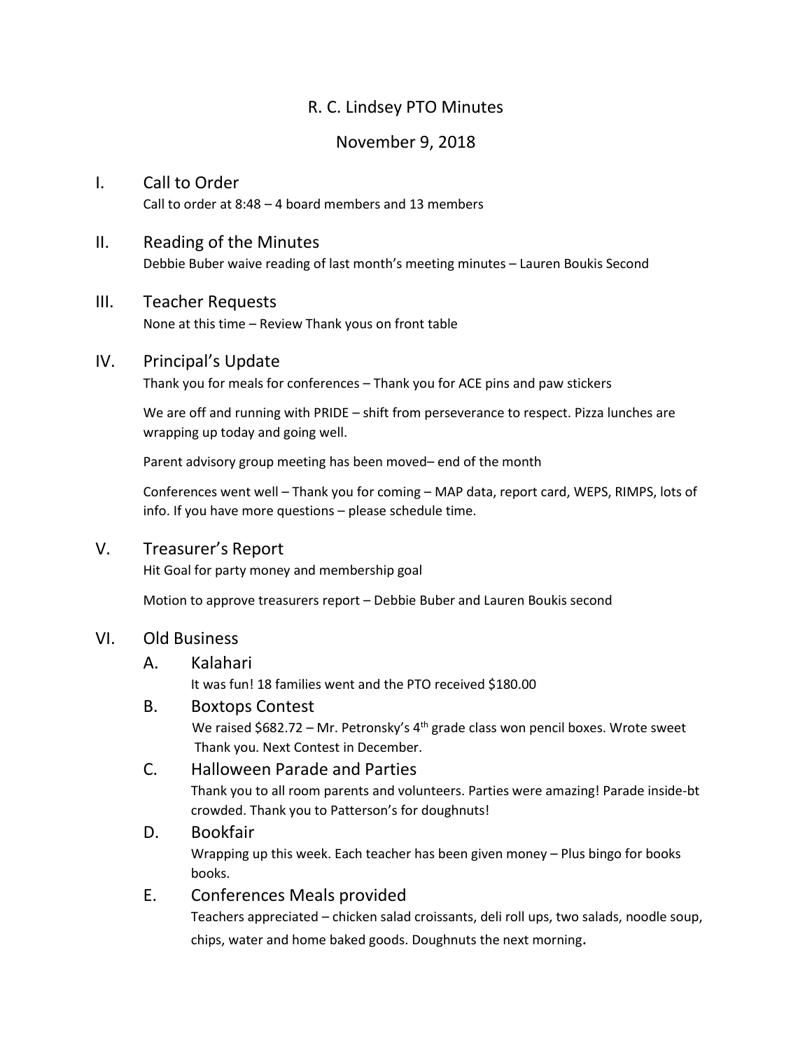# R. C. Lindsey PTO Minutes

## November 9, 2018

## I. Call to Order

Call to order at 8:48 – 4 board members and 13 members

## II. Reading of the Minutes

Debbie Buber waive reading of last month's meeting minutes – Lauren Boukis Second

## III. Teacher Requests

None at this time – Review Thank yous on front table

## IV. Principal's Update

Thank you for meals for conferences – Thank you for ACE pins and paw stickers

We are off and running with PRIDE – shift from perseverance to respect. Pizza lunches are wrapping up today and going well.

Parent advisory group meeting has been moved– end of the month

Conferences went well – Thank you for coming – MAP data, report card, WEPS, RIMPS, lots of info. If you have more questions – please schedule time.

## V. Treasurer's Report

Hit Goal for party money and membership goal

Motion to approve treasurers report – Debbie Buber and Lauren Boukis second

## VI. Old Business

### A. Kalahari

It was fun! 18 families went and the PTO received $180.00

### B. Boxtops Contest

We raised $682.72 – Mr. Petronsky's 4th grade class won pencil boxes. Wrote sweet Thank you. Next Contest in December.

### C. Halloween Parade and Parties

Thank you to all room parents and volunteers. Parties were amazing! Parade inside-bt crowded. Thank you to Patterson's for doughnuts!

### D. Bookfair

Wrapping up this week. Each teacher has been given money – Plus bingo for books books.

### E. Conferences Meals provided

Teachers appreciated – chicken salad croissants, deli roll ups, two salads, noodle soup, chips, water and home baked goods. Doughnuts the next morning.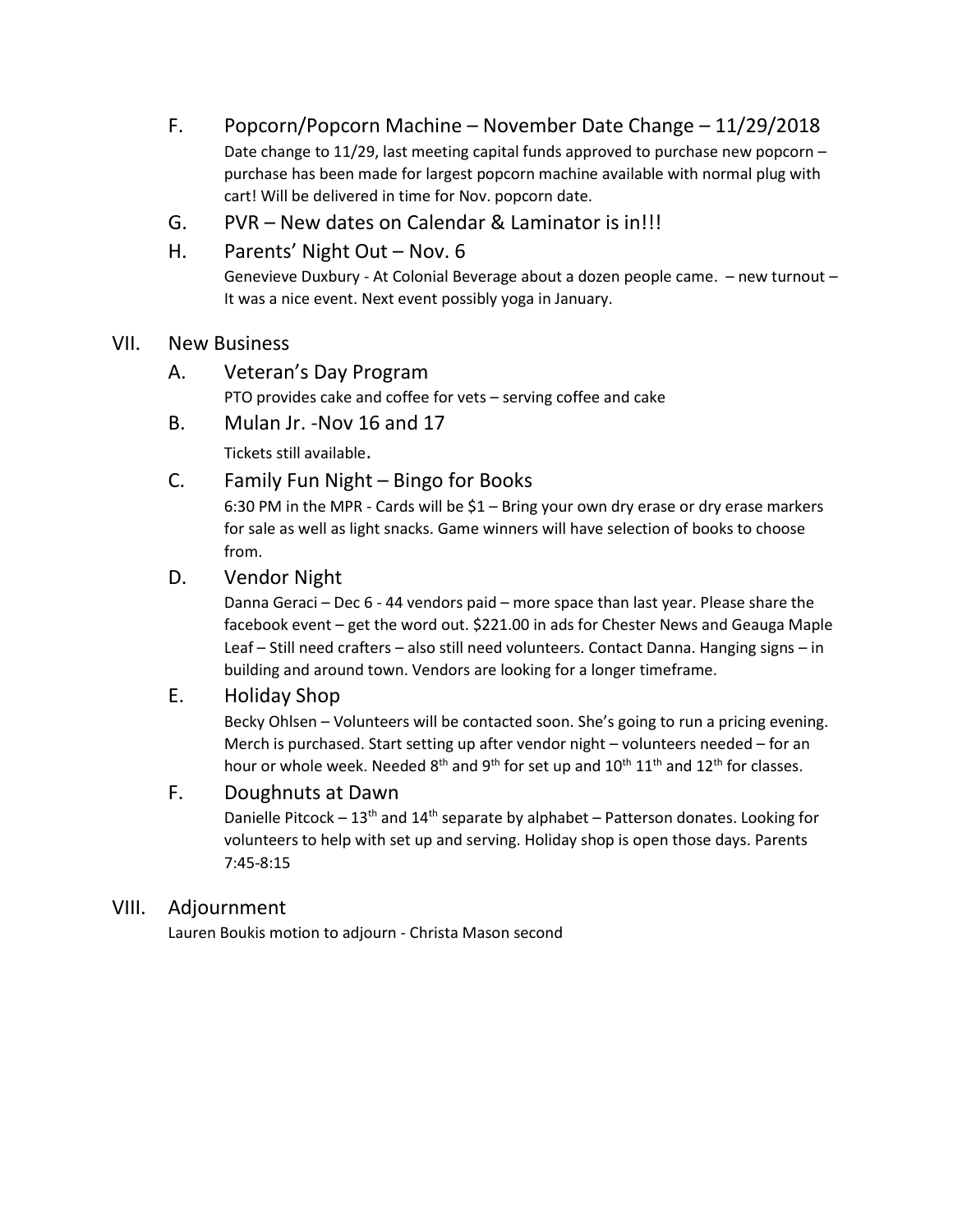F. Popcorn/Popcorn Machine – November Date Change – 11/29/2018

Date change to 11/29, last meeting capital funds approved to purchase new popcorn – purchase has been made for largest popcorn machine available with normal plug with cart! Will be delivered in time for Nov. popcorn date.

G. PVR – New dates on Calendar & Laminator is in!!!

H. Parents' Night Out – Nov. 6

Genevieve Duxbury - At Colonial Beverage about a dozen people came. – new turnout – It was a nice event. Next event possibly yoga in January.

## VII. New Business

A. Veteran's Day Program

PTO provides cake and coffee for vets – serving coffee and cake

B. Mulan Jr. -Nov 16 and 17

Tickets still available.

C. Family Fun Night – Bingo for Books

6:30 PM in the MPR - Cards will be $1 – Bring your own dry erase or dry erase markers for sale as well as light snacks. Game winners will have selection of books to choose from.

D. Vendor Night

Danna Geraci – Dec 6 - 44 vendors paid – more space than last year. Please share the facebook event – get the word out. $221.00 in ads for Chester News and Geauga Maple Leaf – Still need crafters – also still need volunteers. Contact Danna. Hanging signs – in building and around town. Vendors are looking for a longer timeframe.

E. Holiday Shop

Becky Ohlsen – Volunteers will be contacted soon. She's going to run a pricing evening. Merch is purchased. Start setting up after vendor night – volunteers needed – for an hour or whole week. Needed 8th and 9th for set up and 10th 11th and 12th for classes.

F. Doughnuts at Dawn

Danielle Pitcock – 13th and 14th separate by alphabet – Patterson donates. Looking for volunteers to help with set up and serving. Holiday shop is open those days. Parents 7:45-8:15

## VIII. Adjournment

Lauren Boukis motion to adjourn - Christa Mason second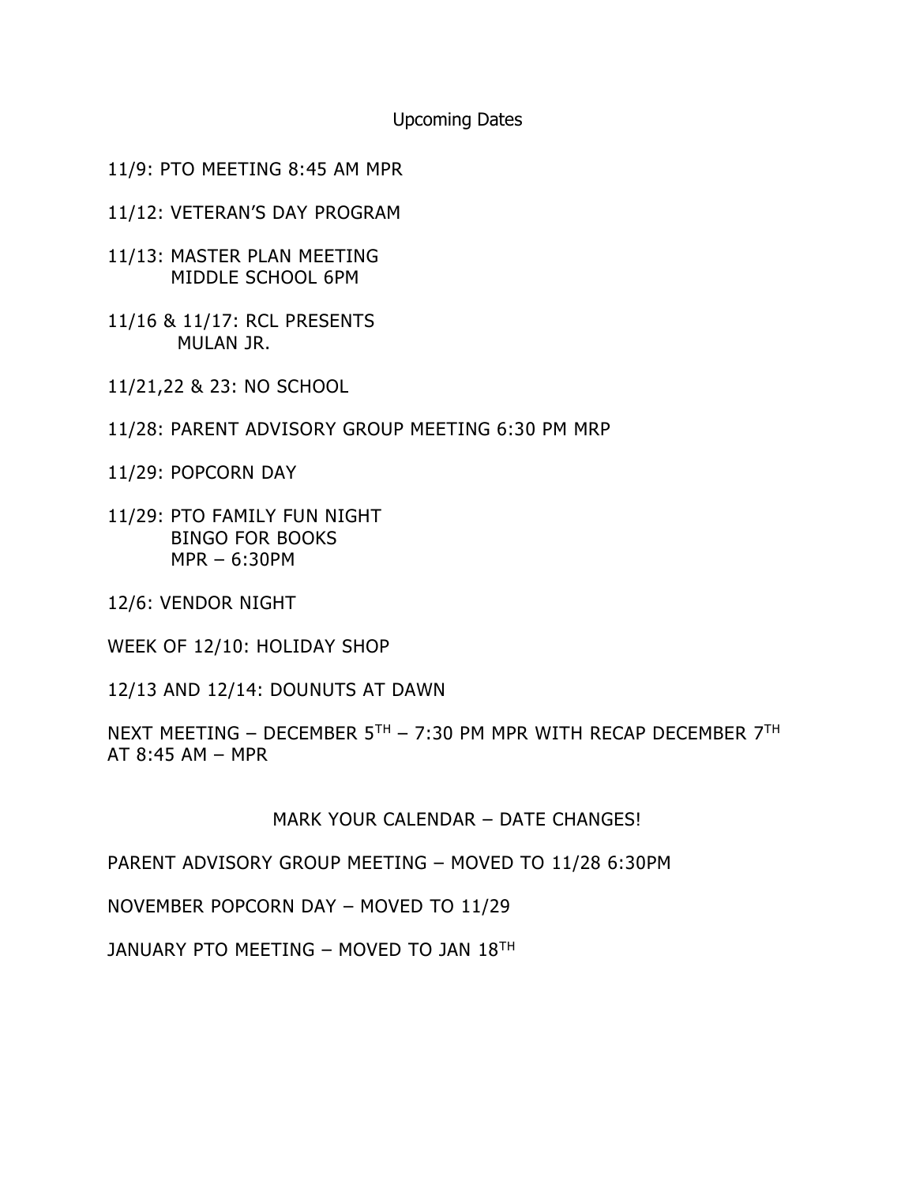## Upcoming Dates

11/9: PTO MEETING 8:45 AM MPR

11/12: VETERAN'S DAY PROGRAM

11/13: MASTER PLAN MEETING
MIDDLE SCHOOL 6PM

11/16 & 11/17: RCL PRESENTS
MULAN JR.

11/21,22 & 23: NO SCHOOL

11/28: PARENT ADVISORY GROUP MEETING 6:30 PM MRP

11/29: POPCORN DAY

11/29: PTO FAMILY FUN NIGHT
BINGO FOR BOOKS
MPR – 6:30PM

12/6: VENDOR NIGHT

WEEK OF 12/10: HOLIDAY SHOP

12/13 AND 12/14: DOUNUTS AT DAWN

NEXT MEETING – DECEMBER 5TH – 7:30 PM MPR WITH RECAP DECEMBER 7TH AT 8:45 AM – MPR

## MARK YOUR CALENDAR – DATE CHANGES!

PARENT ADVISORY GROUP MEETING – MOVED TO 11/28 6:30PM

NOVEMBER POPCORN DAY – MOVED TO 11/29

JANUARY PTO MEETING – MOVED TO JAN 18TH